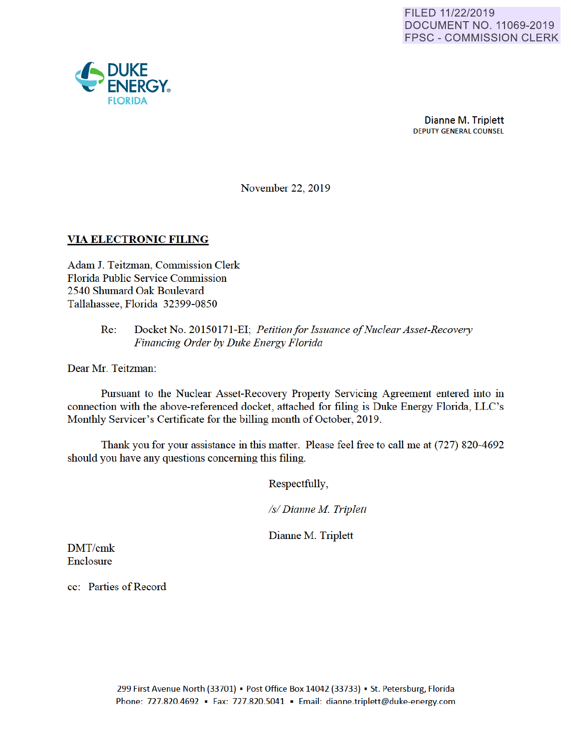FILED 11/22/2019
DOCUMENT NO. 11069-2019
FPSC - COMMISSION CLERK

DUKE ENERGY.
FLORIDA

**Dianne M. Triplett**
DEPUTY GENERAL COUNSEL

November 22, 2019

**VIA ELECTRONIC FILING**

Adam J. Teitzman, Commission Clerk
Florida Public Service Commission
2540 Shumard Oak Boulevard
Tallahassee, Florida 32399-0850

Re: Docket No. 20150171-EI; *Petition for Issuance of Nuclear Asset-Recovery Financing Order by Duke Energy Florida*

Dear Mr. Teitzman:

Pursuant to the Nuclear Asset-Recovery Property Servicing Agreement entered into in connection with the above-referenced docket, attached for filing is Duke Energy Florida, LLC's Monthly Servicer's Certificate for the billing month of October, 2019.

Thank you for your assistance in this matter. Please feel free to call me at (727) 820-4692 should you have any questions concerning this filing.

Respectfully,

*/s/ Dianne M. Triplett*

Dianne M. Triplett

DMT/cmk
Enclosure

cc: Parties of Record

299 First Avenue North (33701) ▪ Post Office Box 14042 (33733) ▪ St. Petersburg, Florida
Phone: 727.820.4692 ▪ Fax: 727.820.5041 ▪ Email: dianne.triplett@duke-energy.com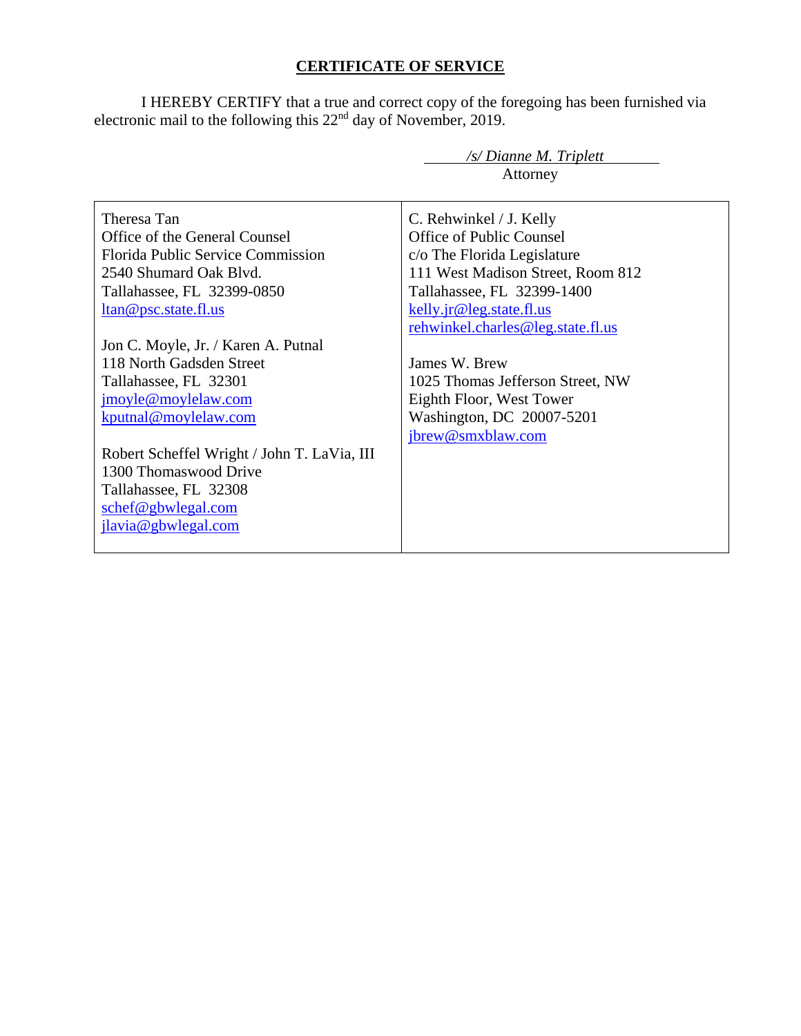**CERTIFICATE OF SERVICE**

I HEREBY CERTIFY that a true and correct copy of the foregoing has been furnished via electronic mail to the following this 22nd day of November, 2019.

*/s/ Dianne M. Triplett*
Attorney

| | |
|---|---|
| Theresa Tan<br>Office of the General Counsel<br>Florida Public Service Commission<br>2540 Shumard Oak Blvd.<br>Tallahassee, FL 32399-0850<br>ltan@psc.state.fl.us<br><br>Jon C. Moyle, Jr. / Karen A. Putnal<br>118 North Gadsden Street<br>Tallahassee, FL 32301<br>jmoyle@moylelaw.com<br>kputnal@moylelaw.com<br><br>Robert Scheffel Wright / John T. LaVia, III<br>1300 Thomaswood Drive<br>Tallahassee, FL 32308<br>schef@gbwlegal.com<br>jlavia@gbwlegal.com | C. Rehwinkel / J. Kelly<br>Office of Public Counsel<br>c/o The Florida Legislature<br>111 West Madison Street, Room 812<br>Tallahassee, FL 32399-1400<br>kelly.jr@leg.state.fl.us<br>rehwinkel.charles@leg.state.fl.us<br><br>James W. Brew<br>1025 Thomas Jefferson Street, NW<br>Eighth Floor, West Tower<br>Washington, DC 20007-5201<br>jbrew@smxblaw.com |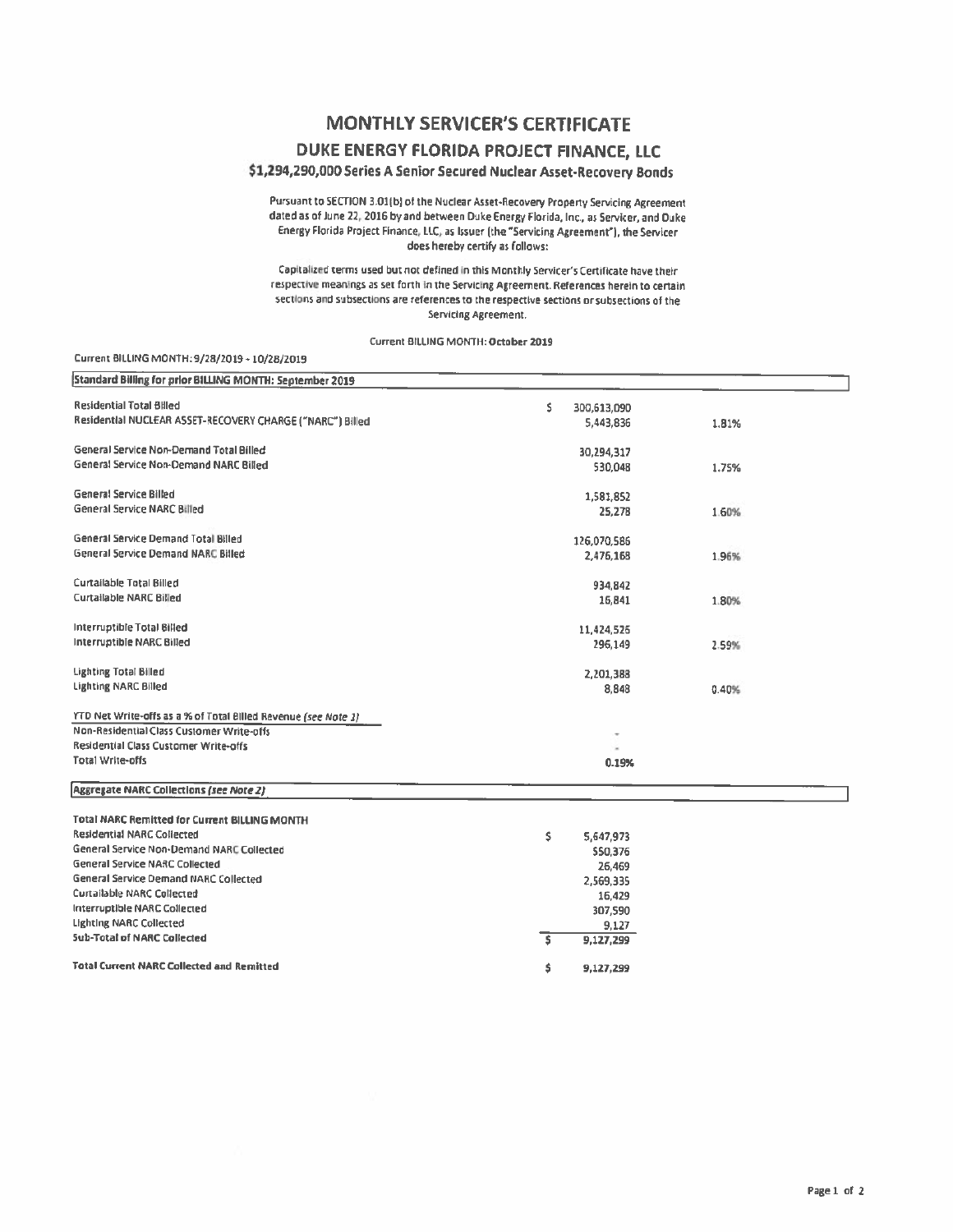# MONTHLY SERVICER'S CERTIFICATE

## DUKE ENERGY FLORIDA PROJECT FINANCE, LLC

### $1,294,290,000 Series A Senior Secured Nuclear Asset-Recovery Bonds

Pursuant to SECTION 3.01(b) of the Nuclear Asset-Recovery Property Servicing Agreement dated as of June 22, 2016 by and between Duke Energy Florida, Inc., as Servicer, and Duke Energy Florida Project Finance, LLC, as Issuer (the "Servicing Agreement"), the Servicer does hereby certify as follows:

Capitalized terms used but not defined in this Monthly Servicer's Certificate have their respective meanings as set forth in the Servicing Agreement. References herein to certain sections and subsections are references to the respective sections or subsections of the Servicing Agreement.

Current BILLING MONTH: **October 2019**

Current BILLING MONTH: 9/28/2019 - 10/28/2019

| Standard Billing for prior BILLING MONTH: September 2019 | | |
|---|---|---|
| Residential Total Billed | $ 300,613,090 | |
| Residential NUCLEAR ASSET-RECOVERY CHARGE ("NARC") Billed | 5,443,836 | 1.81% |
| General Service Non-Demand Total Billed | 30,294,317 | |
| General Service Non-Demand NARC Billed | 530,048 | 1.75% |
| General Service Billed | 1,581,852 | |
| General Service NARC Billed | 25,278 | 1.60% |
| General Service Demand Total Billed | 126,070,586 | |
| General Service Demand NARC Billed | 2,476,168 | 1.96% |
| Curtailable Total Billed | 934,842 | |
| Curtailable NARC Billed | 16,841 | 1.80% |
| Interruptible Total Billed | 11,424,525 | |
| Interruptible NARC Billed | 296,149 | 2.59% |
| Lighting Total Billed | 2,201,388 | |
| Lighting NARC Billed | 8,848 | 0.40% |
| *YTD Net Write-offs as a % of Total Billed Revenue (see Note 1)* | | |
| Non-Residential Class Customer Write-offs | - | |
| Residential Class Customer Write-offs | - | |
| Total Write-offs | 0.19% | |

| Aggregate NARC Collections *(see Note 2)* | |
|---|---|
| **Total NARC Remitted for Current BILLING MONTH** | |
| Residential NARC Collected | $ 5,647,973 |
| General Service Non-Demand NARC Collected | 550,376 |
| General Service NARC Collected | 26,469 |
| General Service Demand NARC Collected | 2,569,335 |
| Curtailable NARC Collected | 16,429 |
| Interruptible NARC Collected | 307,590 |
| Lighting NARC Collected | 9,127 |
| **Sub-Total of NARC Collected** | $ 9,127,299 |
| **Total Current NARC Collected and Remitted** | $ 9,127,299 |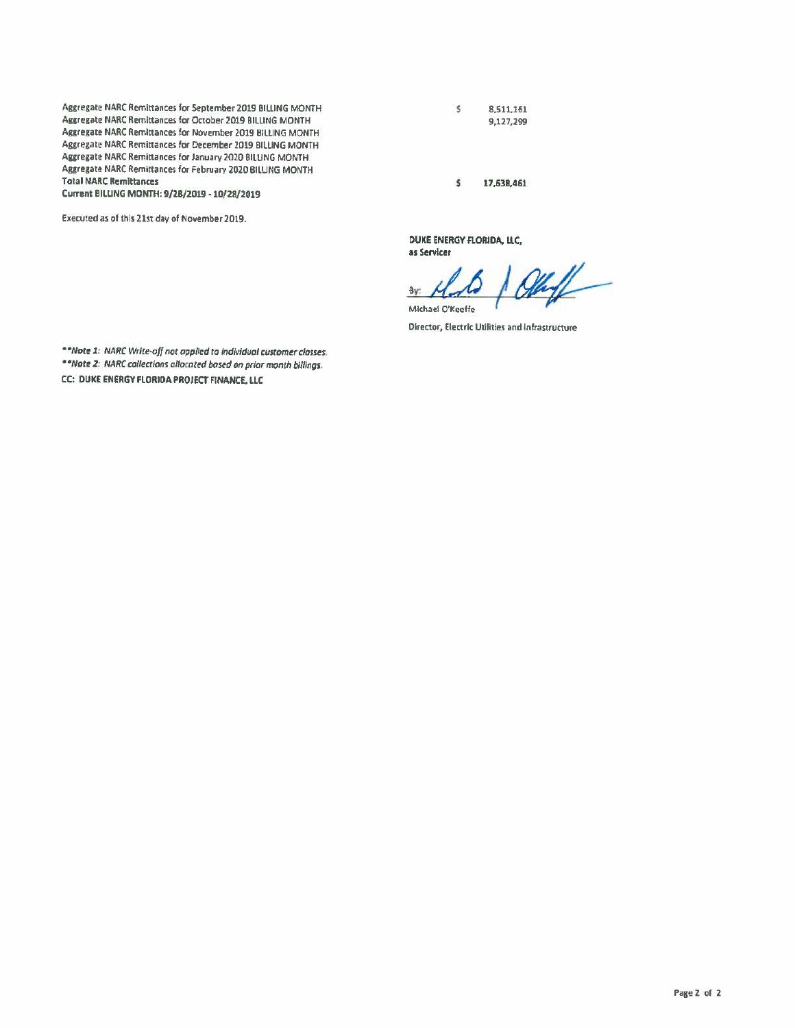| | | |
|---|---|---|
| Aggregate NARC Remittances for September 2019 BILLING MONTH | $ | 8,511,161 |
| Aggregate NARC Remittances for October 2019 BILLING MONTH | | 9,127,299 |
| Aggregate NARC Remittances for November 2019 BILLING MONTH | | |
| Aggregate NARC Remittances for December 2019 BILLING MONTH | | |
| Aggregate NARC Remittances for January 2020 BILLING MONTH | | |
| Aggregate NARC Remittances for February 2020 BILLING MONTH | | |
| **Total NARC Remittances** | $ | **17,638,461** |
| **Current BILLING MONTH: 9/28/2019 - 10/28/2019** | | |

Executed as of this 21st day of November 2019.

**DUKE ENERGY FLORIDA, LLC,**
**as Servicer**

By: 

Michael O'Keeffe

Director, Electric Utilities and Infrastructure

***Note 1:** *NARC Write-off not applied to individual customer classes.*

***Note 2:** *NARC collections allocated based on prior month billings.*

**CC: DUKE ENERGY FLORIDA PROJECT FINANCE, LLC**